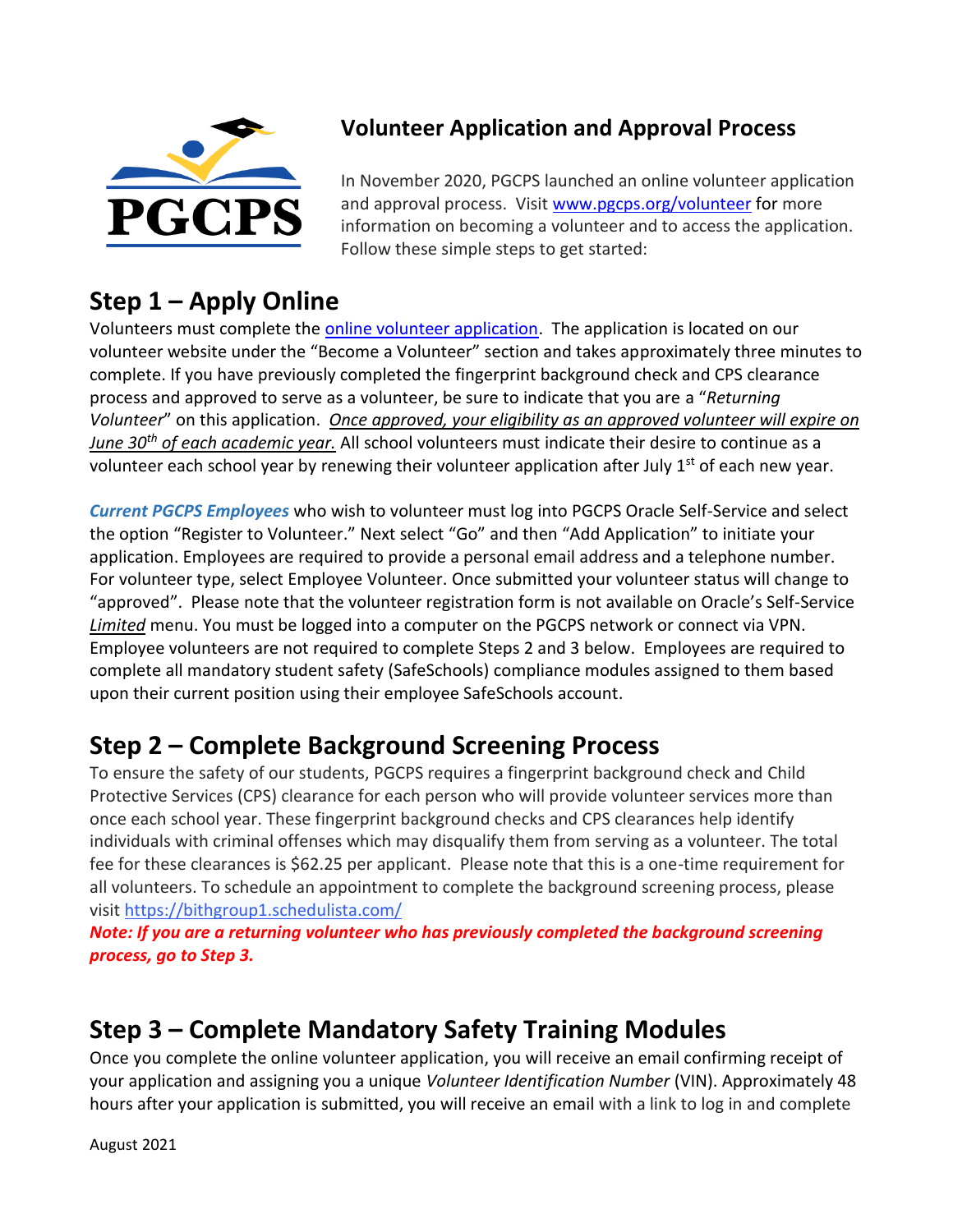# Volunteer Application and Approval Process

In November 2020, PGCPS launched an online volunteer application and approval process. Visit [www.pgcps.org/volunteer](www.pgcps.org/volunteer) for more information on becoming a volunteer and to access the application. Follow these simple steps to get started:

## Step 1 – Apply Online

Volunteers must complete the online volunteer application. The application is located on our volunteer website under the "Become a Volunteer" section and takes approximately three minutes to complete. If you have previously completed the fingerprint background check and CPS clearance process and approved to serve as a volunteer, be sure to indicate that you are a "*Returning Volunteer*" on this application. *Once approved, your eligibility as an approved volunteer will expire on June 30th of each academic year.* All school volunteers must indicate their desire to continue as a volunteer each school year by renewing their volunteer application after July 1st of each new year.

***Current PGCPS Employees*** who wish to volunteer must log into PGCPS Oracle Self-Service and select the option "Register to Volunteer." Next select "Go" and then "Add Application" to initiate your application. Employees are required to provide a personal email address and a telephone number. For volunteer type, select Employee Volunteer. Once submitted your volunteer status will change to "approved". Please note that the volunteer registration form is not available on Oracle's Self-Service *Limited* menu. You must be logged into a computer on the PGCPS network or connect via VPN. Employee volunteers are not required to complete Steps 2 and 3 below. Employees are required to complete all mandatory student safety (SafeSchools) compliance modules assigned to them based upon their current position using their employee SafeSchools account.

## Step 2 – Complete Background Screening Process

To ensure the safety of our students, PGCPS requires a fingerprint background check and Child Protective Services (CPS) clearance for each person who will provide volunteer services more than once each school year. These fingerprint background checks and CPS clearances help identify individuals with criminal offenses which may disqualify them from serving as a volunteer. The total fee for these clearances is $62.25 per applicant. Please note that this is a one-time requirement for all volunteers. To schedule an appointment to complete the background screening process, please visit [https://bithgroup1.schedulista.com/](https://bithgroup1.schedulista.com/)

***Note: If you are a returning volunteer who has previously completed the background screening process, go to Step 3.***

## Step 3 – Complete Mandatory Safety Training Modules

Once you complete the online volunteer application, you will receive an email confirming receipt of your application and assigning you a unique *Volunteer Identification Number* (VIN). Approximately 48 hours after your application is submitted, you will receive an email with a link to log in and complete

August 2021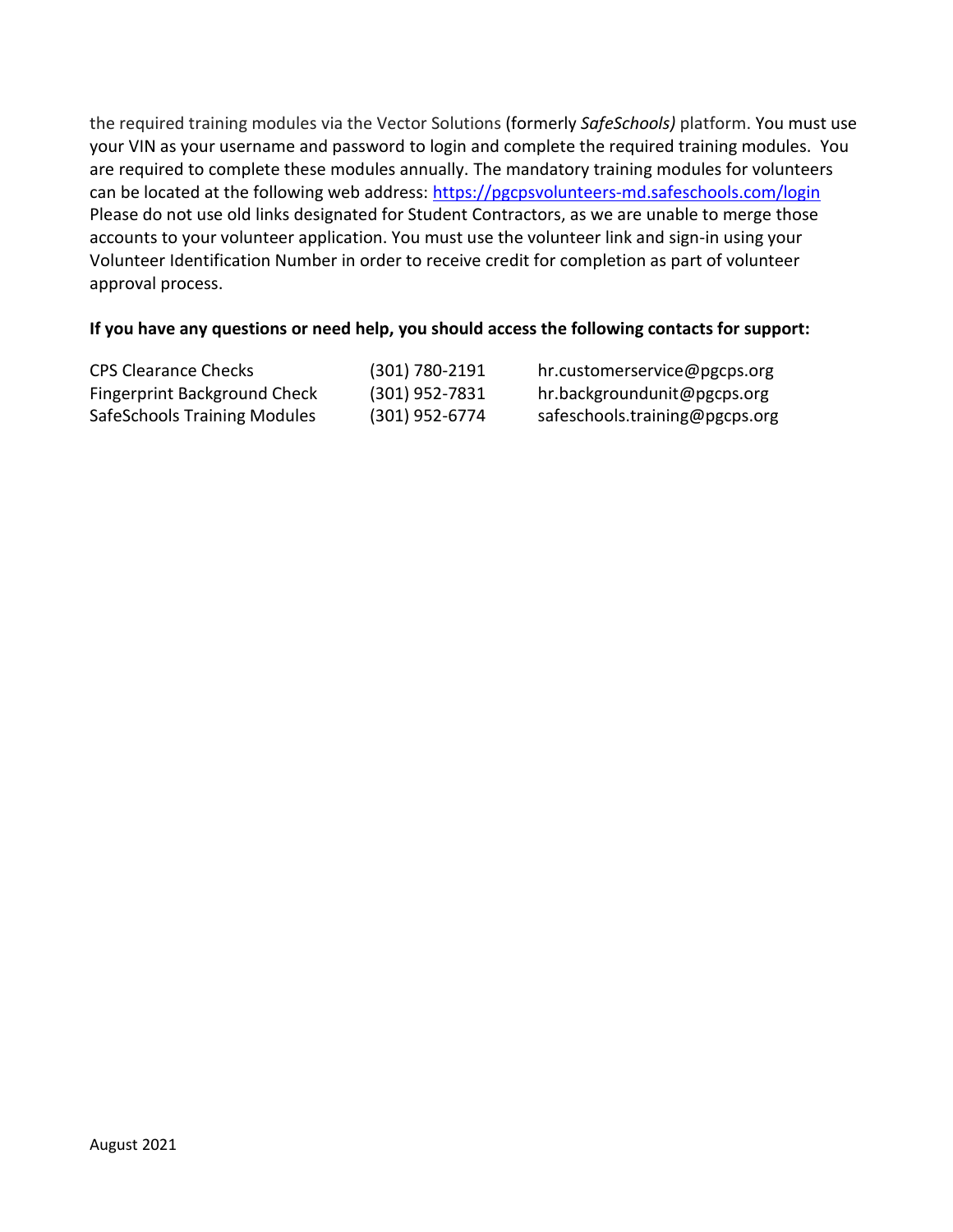the required training modules via the Vector Solutions (formerly *SafeSchools)* platform. You must use your VIN as your username and password to login and complete the required training modules. You are required to complete these modules annually. The mandatory training modules for volunteers can be located at the following web address: https://pgcpsvolunteers-md.safeschools.com/login Please do not use old links designated for Student Contractors, as we are unable to merge those accounts to your volunteer application. You must use the volunteer link and sign-in using your Volunteer Identification Number in order to receive credit for completion as part of volunteer approval process.

**If you have any questions or need help, you should access the following contacts for support:**

| | | |
|---|---|---|
| CPS Clearance Checks | (301) 780-2191 | hr.customerservice@pgcps.org |
| Fingerprint Background Check | (301) 952-7831 | hr.backgroundunit@pgcps.org |
| SafeSchools Training Modules | (301) 952-6774 | safeschools.training@pgcps.org |

August 2021